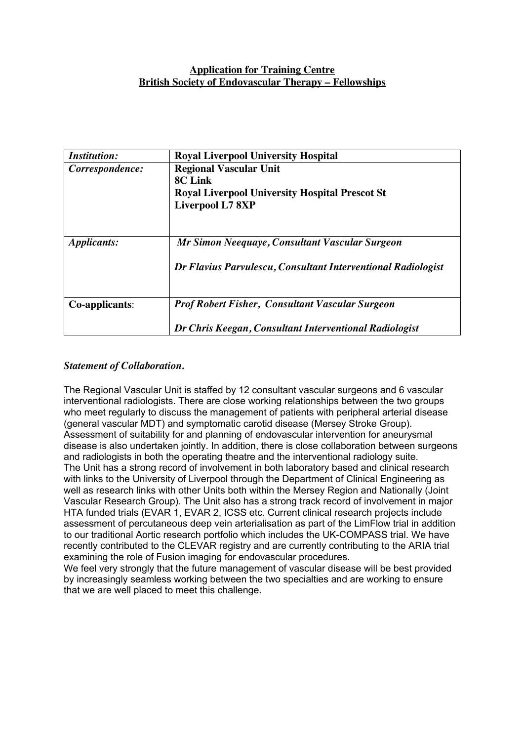**Application for Training Centre**
**British Society of Endovascular Therapy – Fellowships**

| *Institution:* | **Royal Liverpool University Hospital** |
|---|---|
| *Correspondence:* | **Regional Vascular Unit**<br>**8C Link**<br>**Royal Liverpool University Hospital Prescot St**<br>**Liverpool L7 8XP** |
| *Applicants:* | ***Mr Simon Neequaye, Consultant Vascular Surgeon***<br><br>***Dr Flavius Parvulescu, Consultant Interventional Radiologist*** |
| **Co-applicants**: | ***Prof Robert Fisher, Consultant Vascular Surgeon***<br><br>***Dr Chris Keegan, Consultant Interventional Radiologist*** |

***Statement of Collaboration.***

The Regional Vascular Unit is staffed by 12 consultant vascular surgeons and 6 vascular interventional radiologists. There are close working relationships between the two groups who meet regularly to discuss the management of patients with peripheral arterial disease (general vascular MDT) and symptomatic carotid disease (Mersey Stroke Group). Assessment of suitability for and planning of endovascular intervention for aneurysmal disease is also undertaken jointly. In addition, there is close collaboration between surgeons and radiologists in both the operating theatre and the interventional radiology suite.
The Unit has a strong record of involvement in both laboratory based and clinical research with links to the University of Liverpool through the Department of Clinical Engineering as well as research links with other Units both within the Mersey Region and Nationally (Joint Vascular Research Group). The Unit also has a strong track record of involvement in major HTA funded trials (EVAR 1, EVAR 2, ICSS etc. Current clinical research projects include assessment of percutaneous deep vein arterialisation as part of the LimFlow trial in addition to our traditional Aortic research portfolio which includes the UK-COMPASS trial. We have recently contributed to the CLEVAR registry and are currently contributing to the ARIA trial examining the role of Fusion imaging for endovascular procedures.
We feel very strongly that the future management of vascular disease will be best provided by increasingly seamless working between the two specialties and are working to ensure that we are well placed to meet this challenge.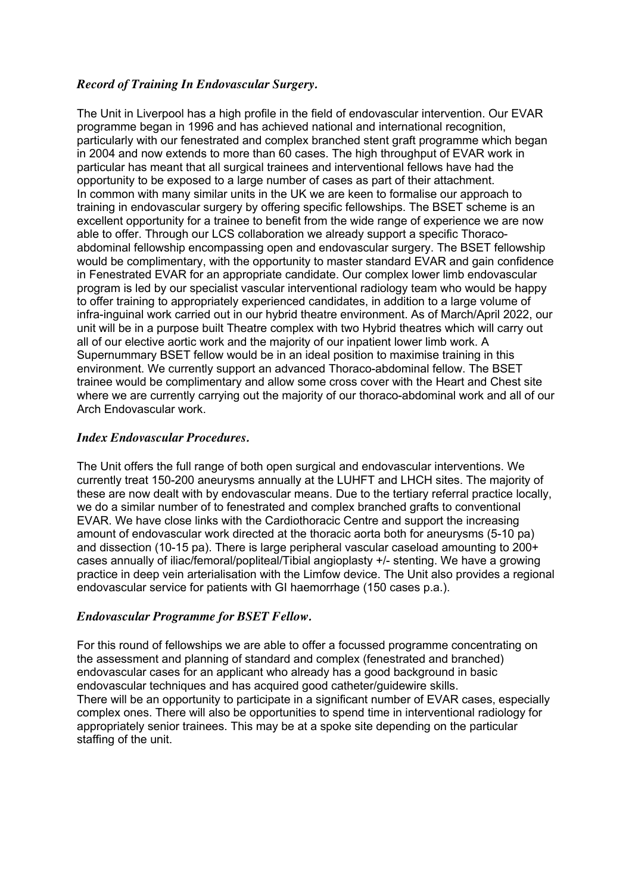### *Record of Training In Endovascular Surgery.*

The Unit in Liverpool has a high profile in the field of endovascular intervention. Our EVAR programme began in 1996 and has achieved national and international recognition, particularly with our fenestrated and complex branched stent graft programme which began in 2004 and now extends to more than 60 cases. The high throughput of EVAR work in particular has meant that all surgical trainees and interventional fellows have had the opportunity to be exposed to a large number of cases as part of their attachment.
In common with many similar units in the UK we are keen to formalise our approach to training in endovascular surgery by offering specific fellowships. The BSET scheme is an excellent opportunity for a trainee to benefit from the wide range of experience we are now able to offer. Through our LCS collaboration we already support a specific Thoraco-abdominal fellowship encompassing open and endovascular surgery. The BSET fellowship would be complimentary, with the opportunity to master standard EVAR and gain confidence in Fenestrated EVAR for an appropriate candidate. Our complex lower limb endovascular program is led by our specialist vascular interventional radiology team who would be happy to offer training to appropriately experienced candidates, in addition to a large volume of infra-inguinal work carried out in our hybrid theatre environment. As of March/April 2022, our unit will be in a purpose built Theatre complex with two Hybrid theatres which will carry out all of our elective aortic work and the majority of our inpatient lower limb work. A Supernummary BSET fellow would be in an ideal position to maximise training in this environment. We currently support an advanced Thoraco-abdominal fellow. The BSET trainee would be complimentary and allow some cross cover with the Heart and Chest site where we are currently carrying out the majority of our thoraco-abdominal work and all of our Arch Endovascular work.

### *Index Endovascular Procedures.*

The Unit offers the full range of both open surgical and endovascular interventions. We currently treat 150-200 aneurysms annually at the LUHFT and LHCH sites. The majority of these are now dealt with by endovascular means. Due to the tertiary referral practice locally, we do a similar number of to fenestrated and complex branched grafts to conventional EVAR. We have close links with the Cardiothoracic Centre and support the increasing amount of endovascular work directed at the thoracic aorta both for aneurysms (5-10 pa) and dissection (10-15 pa). There is large peripheral vascular caseload amounting to 200+ cases annually of iliac/femoral/popliteal/Tibial angioplasty +/- stenting. We have a growing practice in deep vein arterialisation with the Limfow device. The Unit also provides a regional endovascular service for patients with GI haemorrhage (150 cases p.a.).

### *Endovascular Programme for BSET Fellow.*

For this round of fellowships we are able to offer a focussed programme concentrating on the assessment and planning of standard and complex (fenestrated and branched) endovascular cases for an applicant who already has a good background in basic endovascular techniques and has acquired good catheter/guidewire skills.
There will be an opportunity to participate in a significant number of EVAR cases, especially complex ones. There will also be opportunities to spend time in interventional radiology for appropriately senior trainees. This may be at a spoke site depending on the particular staffing of the unit.